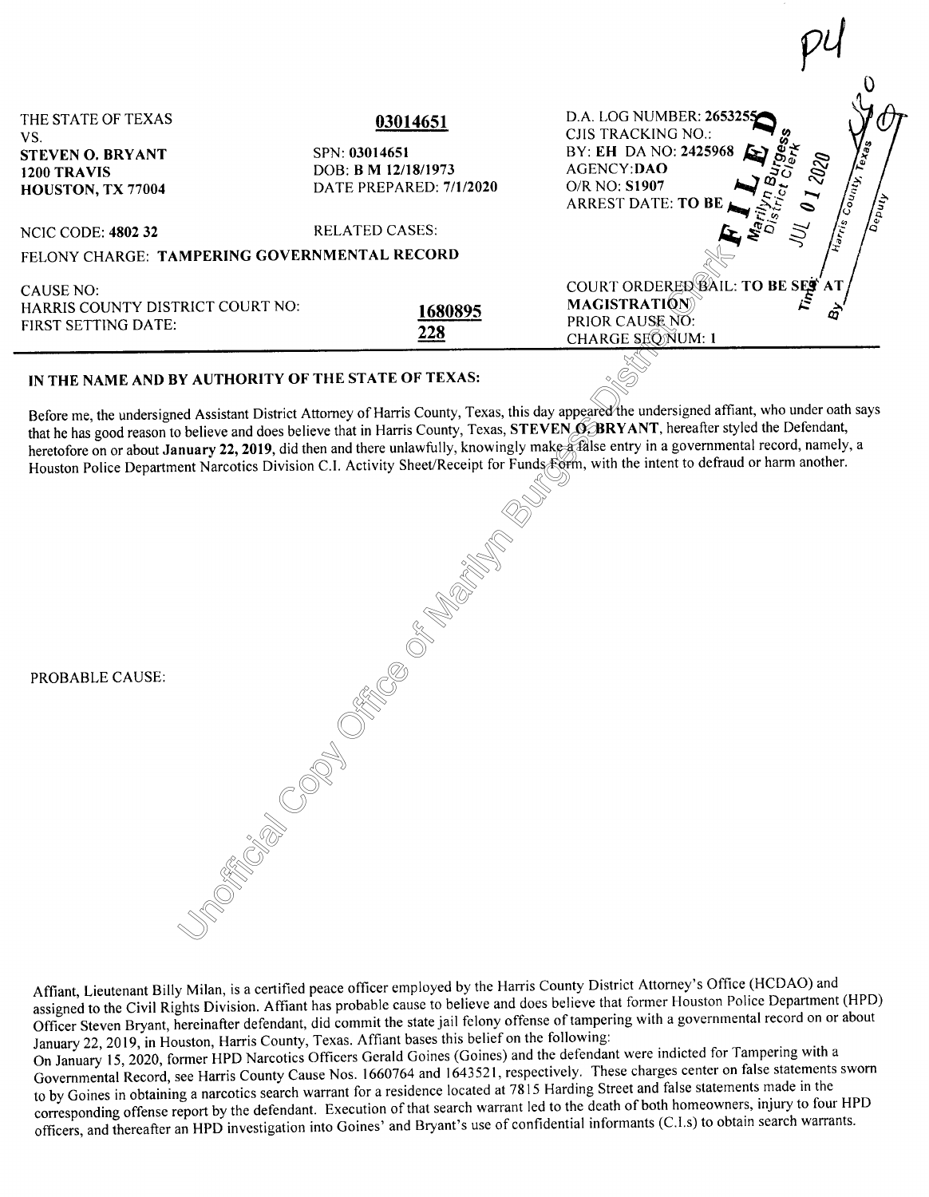| | | |
|---|---|---|
| THE STATE OF TEXAS | **03014651** | D.A. LOG NUMBER: 2653255 |
| VS. | | CJIS TRACKING NO.: |
| **STEVEN O. BRYANT** | SPN: **03014651** | BY: **EH** DA NO: **2425968** |
| **1200 TRAVIS** | DOB: **B M 12/18/1973** | AGENCY: **DAO** |
| **HOUSTON, TX 77004** | DATE PREPARED: **7/1/2020** | O/R NO: **S1907** |
| | | ARREST DATE: **TO BE** |
| NCIC CODE: **4802 32** | RELATED CASES: | |

FELONY CHARGE: **TAMPERING GOVERNMENTAL RECORD**

| | | |
|---|---|---|
| CAUSE NO: | | COURT ORDERED BAIL: **TO BE SET AT MAGISTRATION** |
| HARRIS COUNTY DISTRICT COURT NO: | **1680895** | PRIOR CAUSE NO: |
| FIRST SETTING DATE: | **228** | CHARGE SEQ NUM: **1** |

FILED
Marilyn Burgess
District Clerk
JUL 01 2020
Time: ______ Harris County, Texas
By ______ Deputy

**IN THE NAME AND BY AUTHORITY OF THE STATE OF TEXAS:**

Before me, the undersigned Assistant District Attorney of Harris County, Texas, this day appeared the undersigned affiant, who under oath says that he has good reason to believe and does believe that in Harris County, Texas, **STEVEN O. BRYANT**, hereafter styled the Defendant, heretofore on or about **January 22, 2019**, did then and there unlawfully, knowingly make a false entry in a governmental record, namely, a Houston Police Department Narcotics Division C.I. Activity Sheet/Receipt for Funds Form, with the intent to defraud or harm another.

PROBABLE CAUSE:

Affiant, Lieutenant Billy Milan, is a certified peace officer employed by the Harris County District Attorney's Office (HCDAO) and assigned to the Civil Rights Division. Affiant has probable cause to believe and does believe that former Houston Police Department (HPD) Officer Steven Bryant, hereinafter defendant, did commit the state jail felony offense of tampering with a governmental record on or about January 22, 2019, in Houston, Harris County, Texas. Affiant bases this belief on the following:

On January 15, 2020, former HPD Narcotics Officers Gerald Goines (Goines) and the defendant were indicted for Tampering with a Governmental Record, see Harris County Cause Nos. 1660764 and 1643521, respectively. These charges center on false statements sworn to by Goines in obtaining a narcotics search warrant for a residence located at 7815 Harding Street and false statements made in the corresponding offense report by the defendant. Execution of that search warrant led to the death of both homeowners, injury to four HPD officers, and thereafter an HPD investigation into Goines' and Bryant's use of confidential informants (C.I.s) to obtain search warrants.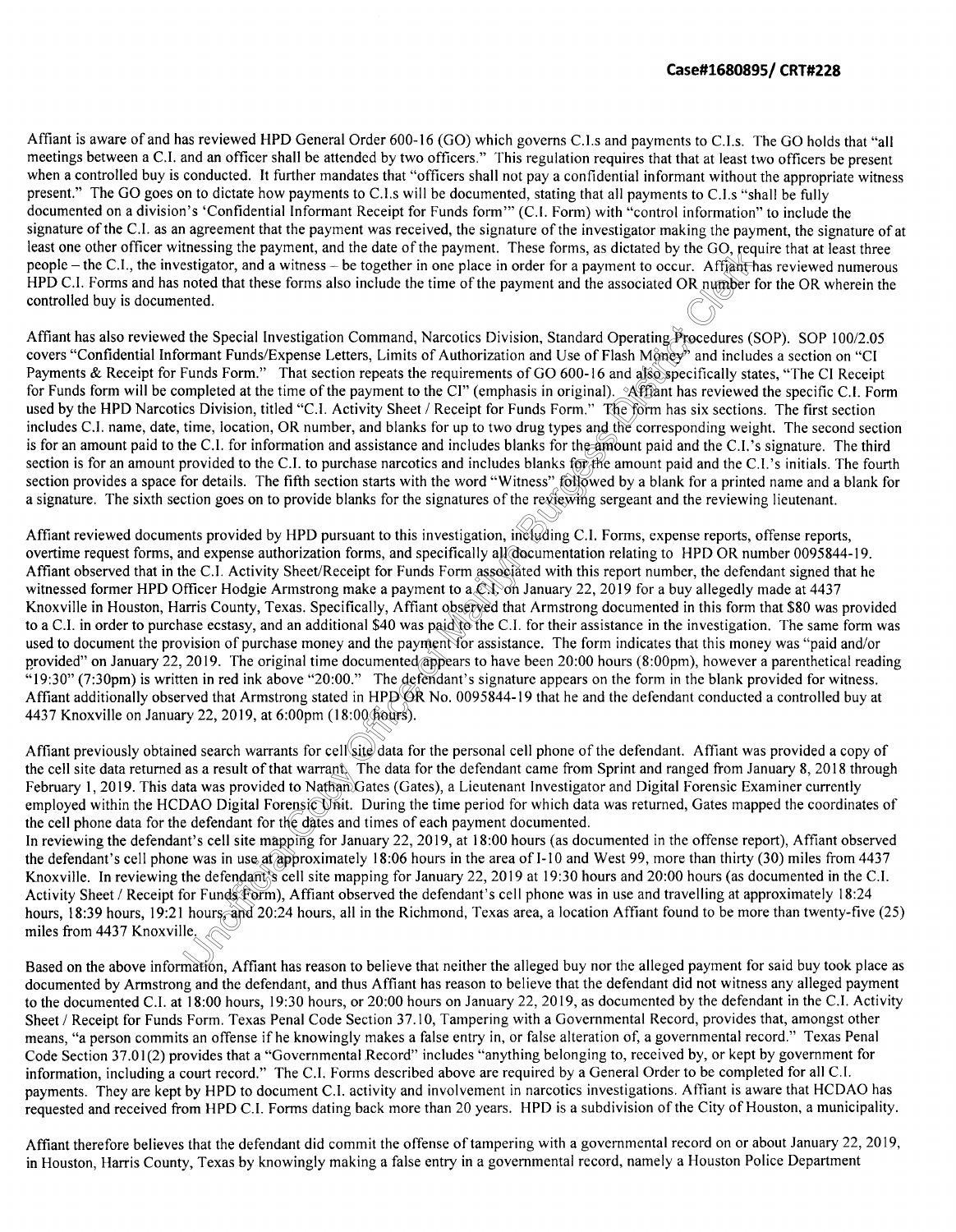Case#1680895/ CRT#228

Affiant is aware of and has reviewed HPD General Order 600-16 (GO) which governs C.I.s and payments to C.I.s. The GO holds that "all meetings between a C.I. and an officer shall be attended by two officers." This regulation requires that that at least two officers be present when a controlled buy is conducted. It further mandates that "officers shall not pay a confidential informant without the appropriate witness present." The GO goes on to dictate how payments to C.I.s will be documented, stating that all payments to C.I.s "shall be fully documented on a division's 'Confidential Informant Receipt for Funds form'" (C.I. Form) with "control information" to include the signature of the C.I. as an agreement that the payment was received, the signature of the investigator making the payment, the signature of at least one other officer witnessing the payment, and the date of the payment. These forms, as dictated by the GO, require that at least three people – the C.I., the investigator, and a witness – be together in one place in order for a payment to occur. Affiant has reviewed numerous HPD C.I. Forms and has noted that these forms also include the time of the payment and the associated OR number for the OR wherein the controlled buy is documented.

Affiant has also reviewed the Special Investigation Command, Narcotics Division, Standard Operating Procedures (SOP). SOP 100/2.05 covers "Confidential Informant Funds/Expense Letters, Limits of Authorization and Use of Flash Money" and includes a section on "CI Payments & Receipt for Funds Form." That section repeats the requirements of GO 600-16 and also specifically states, "The CI Receipt for Funds form will be completed at the time of the payment to the CI" (emphasis in original). Affiant has reviewed the specific C.I. Form used by the HPD Narcotics Division, titled "C.I. Activity Sheet / Receipt for Funds Form." The form has six sections. The first section includes C.I. name, date, time, location, OR number, and blanks for up to two drug types and the corresponding weight. The second section is for an amount paid to the C.I. for information and assistance and includes blanks for the amount paid and the C.I.'s signature. The third section is for an amount provided to the C.I. to purchase narcotics and includes blanks for the amount paid and the C.I.'s initials. The fourth section provides a space for details. The fifth section starts with the word "Witness" followed by a blank for a printed name and a blank for a signature. The sixth section goes on to provide blanks for the signatures of the reviewing sergeant and the reviewing lieutenant.

Affiant reviewed documents provided by HPD pursuant to this investigation, including C.I. Forms, expense reports, offense reports, overtime request forms, and expense authorization forms, and specifically all documentation relating to HPD OR number 0095844-19. Affiant observed that in the C.I. Activity Sheet/Receipt for Funds Form associated with this report number, the defendant signed that he witnessed former HPD Officer Hodgie Armstrong make a payment to a C.I. on January 22, 2019 for a buy allegedly made at 4437 Knoxville in Houston, Harris County, Texas. Specifically, Affiant observed that Armstrong documented in this form that $80 was provided to a C.I. in order to purchase ecstasy, and an additional $40 was paid to the C.I. for their assistance in the investigation. The same form was used to document the provision of purchase money and the payment for assistance. The form indicates that this money was "paid and/or provided" on January 22, 2019. The original time documented appears to have been 20:00 hours (8:00pm), however a parenthetical reading "19:30" (7:30pm) is written in red ink above "20:00." The defendant's signature appears on the form in the blank provided for witness. Affiant additionally observed that Armstrong stated in HPD OR No. 0095844-19 that he and the defendant conducted a controlled buy at 4437 Knoxville on January 22, 2019, at 6:00pm (18:00 hours).

Affiant previously obtained search warrants for cell site data for the personal cell phone of the defendant. Affiant was provided a copy of the cell site data returned as a result of that warrant. The data for the defendant came from Sprint and ranged from January 8, 2018 through February 1, 2019. This data was provided to Nathan Gates (Gates), a Lieutenant Investigator and Digital Forensic Examiner currently employed within the HCDAO Digital Forensic Unit. During the time period for which data was returned, Gates mapped the coordinates of the cell phone data for the defendant for the dates and times of each payment documented.
In reviewing the defendant's cell site mapping for January 22, 2019, at 18:00 hours (as documented in the offense report), Affiant observed the defendant's cell phone was in use at approximately 18:06 hours in the area of I-10 and West 99, more than thirty (30) miles from 4437 Knoxville. In reviewing the defendant's cell site mapping for January 22, 2019 at 19:30 hours and 20:00 hours (as documented in the C.I. Activity Sheet / Receipt for Funds Form), Affiant observed the defendant's cell phone was in use and travelling at approximately 18:24 hours, 18:39 hours, 19:21 hours, and 20:24 hours, all in the Richmond, Texas area, a location Affiant found to be more than twenty-five (25) miles from 4437 Knoxville.

Based on the above information, Affiant has reason to believe that neither the alleged buy nor the alleged payment for said buy took place as documented by Armstrong and the defendant, and thus Affiant has reason to believe that the defendant did not witness any alleged payment to the documented C.I. at 18:00 hours, 19:30 hours, or 20:00 hours on January 22, 2019, as documented by the defendant in the C.I. Activity Sheet / Receipt for Funds Form. Texas Penal Code Section 37.10, Tampering with a Governmental Record, provides that, amongst other means, "a person commits an offense if he knowingly makes a false entry in, or false alteration of, a governmental record." Texas Penal Code Section 37.01(2) provides that a "Governmental Record" includes "anything belonging to, received by, or kept by government for information, including a court record." The C.I. Forms described above are required by a General Order to be completed for all C.I. payments. They are kept by HPD to document C.I. activity and involvement in narcotics investigations. Affiant is aware that HCDAO has requested and received from HPD C.I. Forms dating back more than 20 years. HPD is a subdivision of the City of Houston, a municipality.

Affiant therefore believes that the defendant did commit the offense of tampering with a governmental record on or about January 22, 2019, in Houston, Harris County, Texas by knowingly making a false entry in a governmental record, namely a Houston Police Department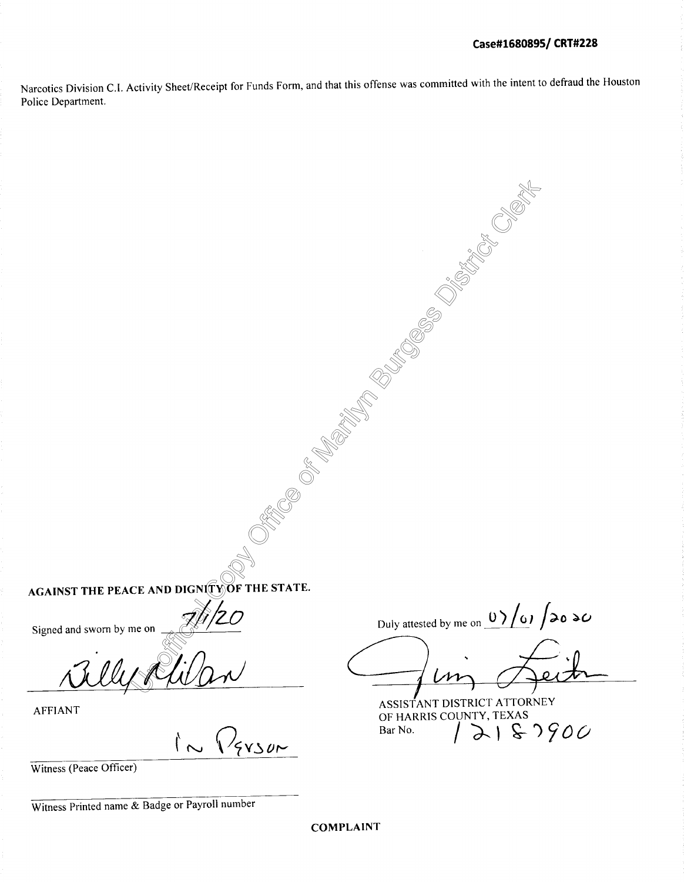Narcotics Division C.I. Activity Sheet/Receipt for Funds Form, and that this offense was committed with the intent to defraud the Houston Police Department.

**AGAINST THE PEACE AND DIGNITY OF THE STATE.**

Signed and sworn by me on 7/1/20

Billy Milan

AFFIANT

In Person

Witness (Peace Officer)

Witness Printed name & Badge or Payroll number

Duly attested by me on 07/01/2020

Jim Leitner

ASSISTANT DISTRICT ATTORNEY
OF HARRIS COUNTY, TEXAS
Bar No. 12187900

**COMPLAINT**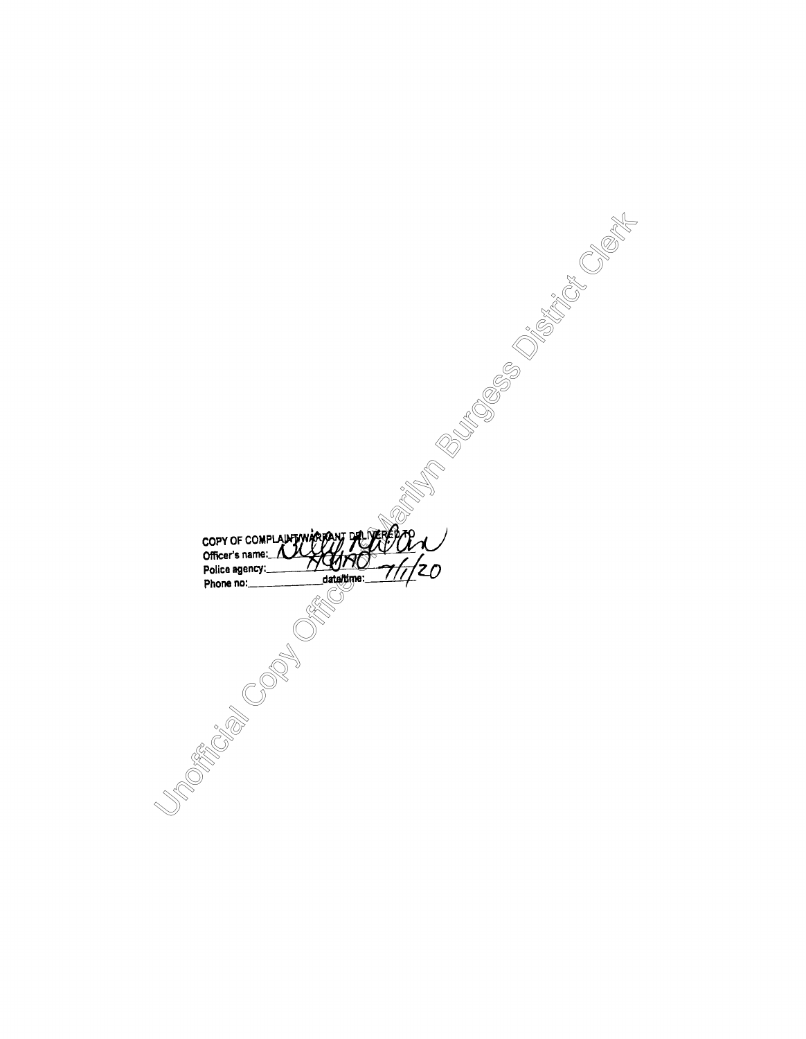Unofficial Copy Office of Marilyn Burgess District Clerk

COPY OF COMPLAINT/WARRANT DELIVERED TO
Officer's name: Billy Kiblin
Police agency: HCDAO
Phone no:\_\_\_\_\_\_\_\_\_\_\_\_ date/time: 7/1/20